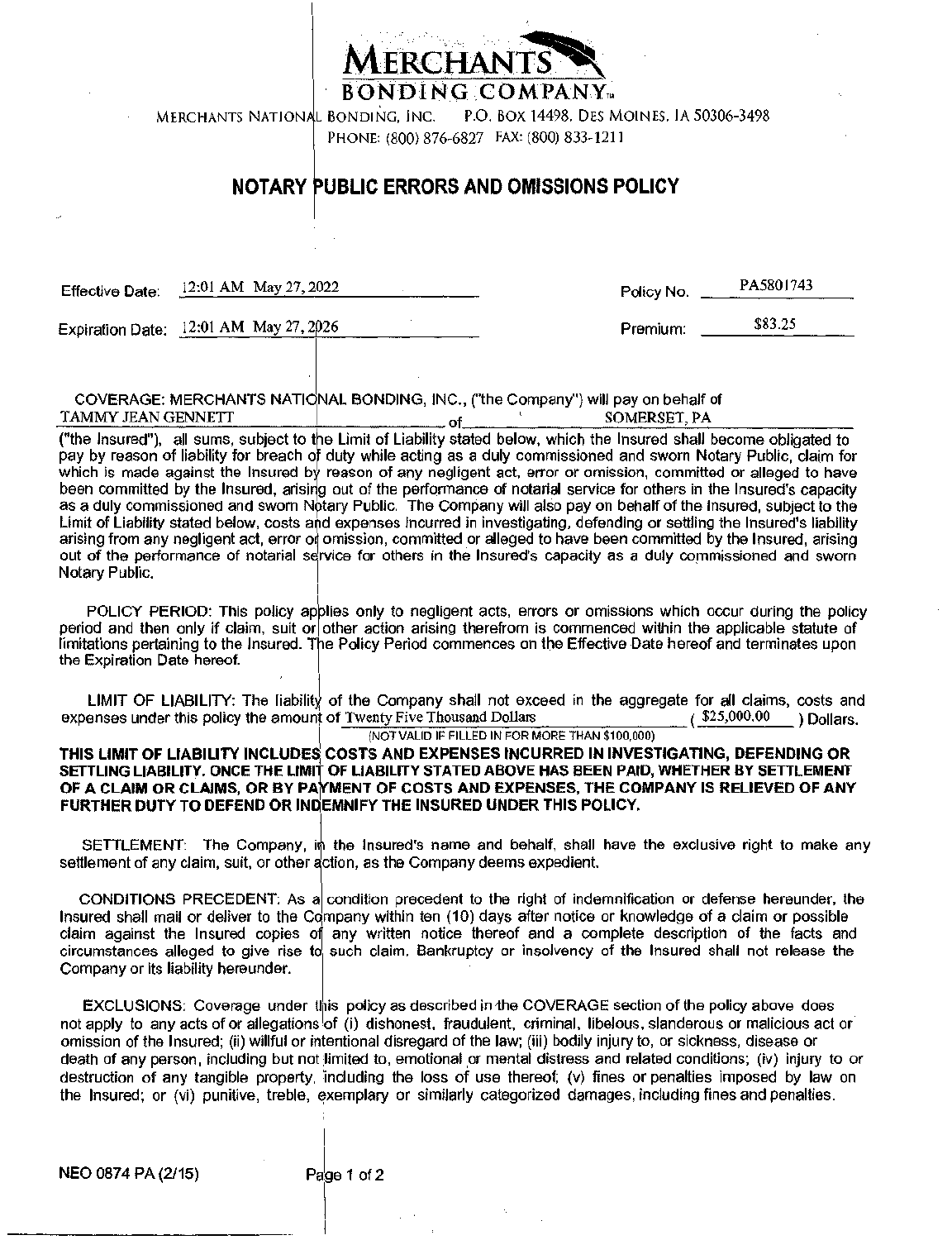# MERCHANTS BONDING COMPANY™

MERCHANTS NATIONAL BONDING, INC. P.O. BOX 14498, DES MOINES, IA 50306-3498
PHONE: (800) 876-6827 FAX: (800) 833-1211

## NOTARY PUBLIC ERRORS AND OMISSIONS POLICY

Effective Date: 12:01 AM May 27, 2022 Policy No. PA5801743

Expiration Date: 12:01 AM May 27, 2026 Premium: $83.25

COVERAGE: MERCHANTS NATIONAL BONDING, INC., ("the Company") will pay on behalf of TAMMY JEAN GENNETT of SOMERSET, PA ("the Insured"), all sums, subject to the Limit of Liability stated below, which the Insured shall become obligated to pay by reason of liability for breach of duty while acting as a duly commissioned and sworn Notary Public, claim for which is made against the Insured by reason of any negligent act, error or omission, committed or alleged to have been committed by the Insured, arising out of the performance of notarial service for others in the Insured's capacity as a duly commissioned and sworn Notary Public. The Company will also pay on behalf of the Insured, subject to the Limit of Liability stated below, costs and expenses incurred in investigating, defending or settling the Insured's liability arising from any negligent act, error or omission, committed or alleged to have been committed by the Insured, arising out of the performance of notarial service for others in the Insured's capacity as a duly commissioned and sworn Notary Public.

POLICY PERIOD: This policy applies only to negligent acts, errors or omissions which occur during the policy period and then only if claim, suit or other action arising therefrom is commenced within the applicable statute of limitations pertaining to the Insured. The Policy Period commences on the Effective Date hereof and terminates upon the Expiration Date hereof.

LIMIT OF LIABILITY: The liability of the Company shall not exceed in the aggregate for all claims, costs and expenses under this policy the amount of Twenty Five Thousand Dollars ( $25,000.00 ) Dollars.
(NOT VALID IF FILLED IN FOR MORE THAN $100,000)

**THIS LIMIT OF LIABILITY INCLUDES COSTS AND EXPENSES INCURRED IN INVESTIGATING, DEFENDING OR SETTLING LIABILITY. ONCE THE LIMIT OF LIABILITY STATED ABOVE HAS BEEN PAID, WHETHER BY SETTLEMENT OF A CLAIM OR CLAIMS, OR BY PAYMENT OF COSTS AND EXPENSES, THE COMPANY IS RELIEVED OF ANY FURTHER DUTY TO DEFEND OR INDEMNIFY THE INSURED UNDER THIS POLICY.**

SETTLEMENT: The Company, in the Insured's name and behalf, shall have the exclusive right to make any settlement of any claim, suit, or other action, as the Company deems expedient.

CONDITIONS PRECEDENT: As a condition precedent to the right of indemnification or defense hereunder, the Insured shall mail or deliver to the Company within ten (10) days after notice or knowledge of a claim or possible claim against the Insured copies of any written notice thereof and a complete description of the facts and circumstances alleged to give rise to such claim. Bankruptcy or insolvency of the Insured shall not release the Company or its liability hereunder.

EXCLUSIONS: Coverage under this policy as described in the COVERAGE section of the policy above does not apply to any acts of or allegations of (i) dishonest, fraudulent, criminal, libelous, slanderous or malicious act or omission of the Insured; (ii) willful or intentional disregard of the law; (iii) bodily injury to, or sickness, disease or death of any person, including but not limited to, emotional or mental distress and related conditions; (iv) injury to or destruction of any tangible property, including the loss of use thereof; (v) fines or penalties imposed by law on the Insured; or (vi) punitive, treble, exemplary or similarly categorized damages, including fines and penalties.

NEO 0874 PA (2/15)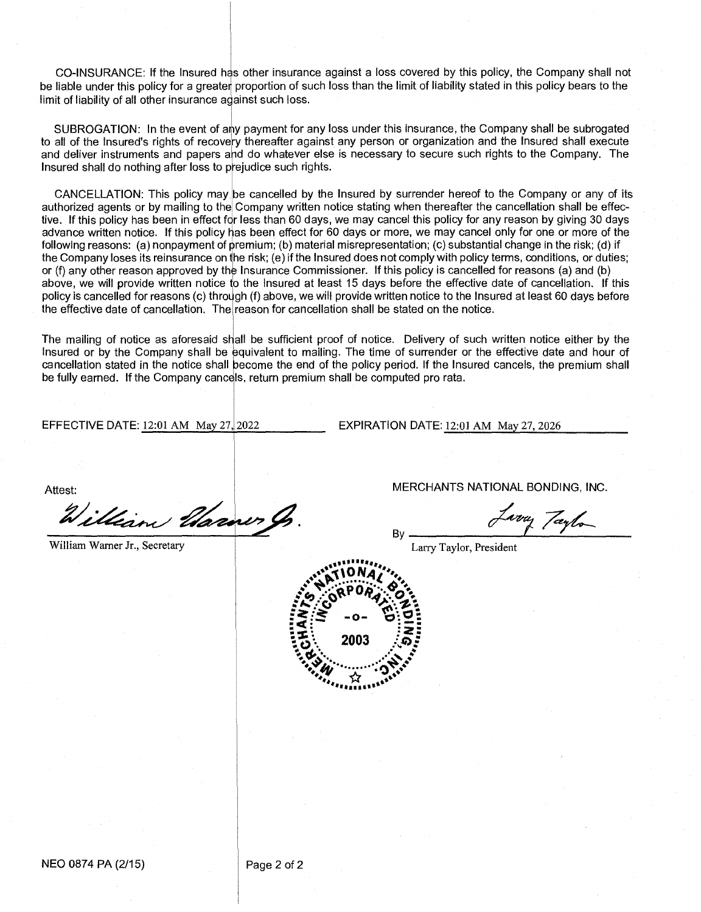CO-INSURANCE: If the Insured has other insurance against a loss covered by this policy, the Company shall not be liable under this policy for a greater proportion of such loss than the limit of liability stated in this policy bears to the limit of liability of all other insurance against such loss.

SUBROGATION: In the event of any payment for any loss under this insurance, the Company shall be subrogated to all of the Insured's rights of recovery thereafter against any person or organization and the Insured shall execute and deliver instruments and papers and do whatever else is necessary to secure such rights to the Company. The Insured shall do nothing after loss to prejudice such rights.

CANCELLATION: This policy may be cancelled by the Insured by surrender hereof to the Company or any of its authorized agents or by mailing to the Company written notice stating when thereafter the cancellation shall be effective. If this policy has been in effect for less than 60 days, we may cancel this policy for any reason by giving 30 days advance written notice. If this policy has been effect for 60 days or more, we may cancel only for one or more of the following reasons: (a) nonpayment of premium; (b) material misrepresentation; (c) substantial change in the risk; (d) if the Company loses its reinsurance on the risk; (e) if the Insured does not comply with policy terms, conditions, or duties; or (f) any other reason approved by the Insurance Commissioner. If this policy is cancelled for reasons (a) and (b) above, we will provide written notice to the Insured at least 15 days before the effective date of cancellation. If this policy is cancelled for reasons (c) through (f) above, we will provide written notice to the Insured at least 60 days before the effective date of cancellation. The reason for cancellation shall be stated on the notice.

The mailing of notice as aforesaid shall be sufficient proof of notice. Delivery of such written notice either by the Insured or by the Company shall be equivalent to mailing. The time of surrender or the effective date and hour of cancellation stated in the notice shall become the end of the policy period. If the Insured cancels, the premium shall be fully earned. If the Company cancels, return premium shall be computed pro rata.

EFFECTIVE DATE: 12:01 AM May 27, 2022 EXPIRATION DATE: 12:01 AM May 27, 2026

Attest:

*William Warner Jr.*

William Warner Jr., Secretary

MERCHANTS NATIONAL BONDING, INC.

By *Larry Taylor*

Larry Taylor, President

MERCHANTS NATIONAL BONDING, INC. INCORPORATED -o- 2003

NEO 0874 PA (2/15)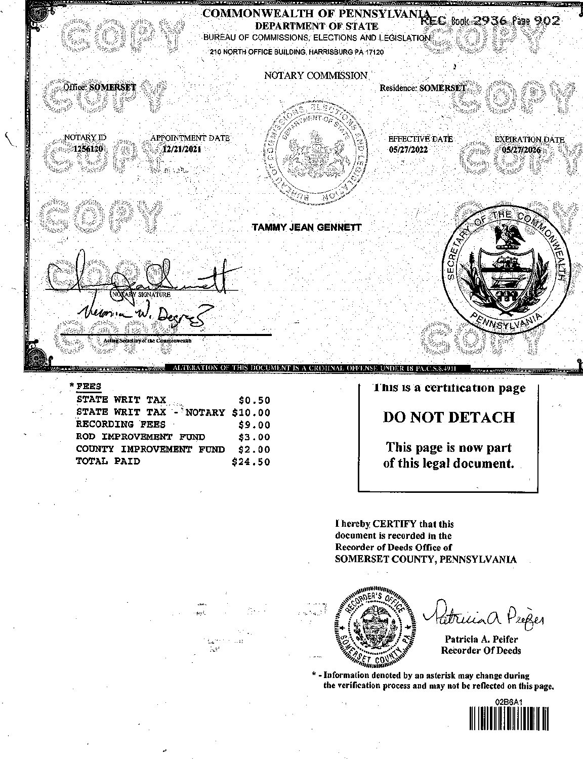# COMMONWEALTH OF PENNSYLVANIA

REC Book 2936 Page 902

## DEPARTMENT OF STATE

BUREAU OF COMMISSIONS, ELECTIONS AND LEGISLATION

210 NORTH OFFICE BUILDING, HARRISBURG PA 17120

NOTARY COMMISSION

Office: SOMERSET

Residence: SOMERSET

| NOTARY ID | APPOINTMENT DATE | EFFECTIVE DATE | EXPIRATION DATE |
|---|---|---|---|
| 1256120 | 12/21/2021 | 05/27/2022 | 05/27/2026 |

**TAMMY JEAN GENNETT**

NOTARY SIGNATURE

Acting Secretary of the Commonwealth

SECRETARY OF THE COMMONWEALTH PENNSYLVANIA

ALTERATION OF THIS DOCUMENT IS A CRIMINAL OFFENSE UNDER 18 PA.C.S.S.4911

*FEES

| | |
|---|---|
| STATE WRIT TAX | $0.50 |
| STATE WRIT TAX - NOTARY | $10.00 |
| RECORDING FEES | $9.00 |
| ROD IMPROVEMENT FUND | $3.00 |
| COUNTY IMPROVEMENT FUND | $2.00 |
| TOTAL PAID | $24.50 |

This is a certification page

**DO NOT DETACH**

**This page is now part of this legal document.**

I hereby CERTIFY that this document is recorded in the Recorder of Deeds Office of SOMERSET COUNTY, PENNSYLVANIA

RECORDER'S OFFICE SOMERSET COUNTY, PA

Patricia A. Peifer
Recorder Of Deeds

* - Information denoted by an asterisk may change during the verification process and may not be reflected on this page.

02B6A1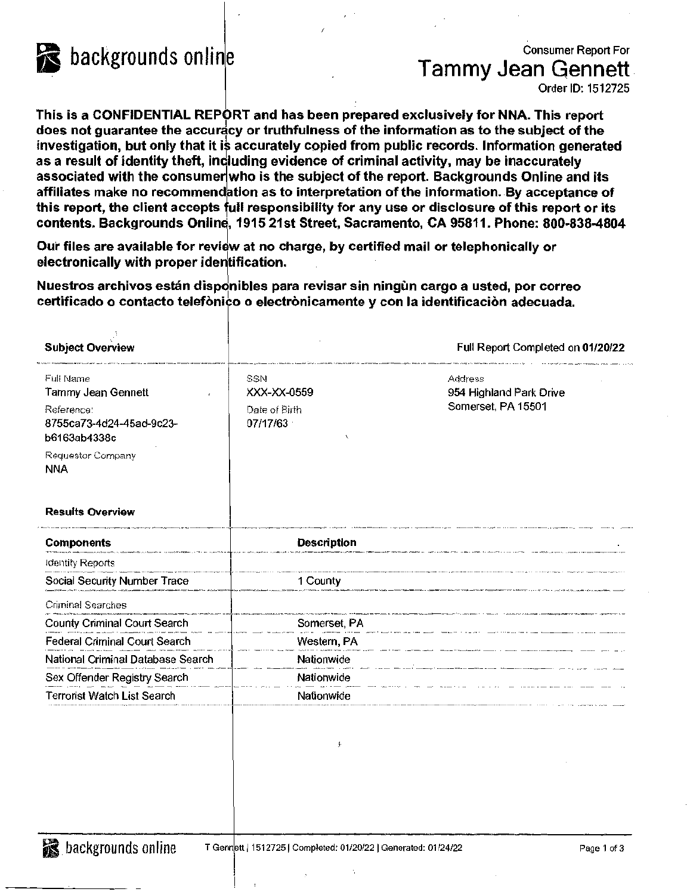backgrounds online

Consumer Report For

# Tammy Jean Gennett

Order ID: 1512725

**This is a CONFIDENTIAL REPORT and has been prepared exclusively for NNA. This report does not guarantee the accuracy or truthfulness of the information as to the subject of the investigation, but only that it is accurately copied from public records. Information generated as a result of identity theft, including evidence of criminal activity, may be inaccurately associated with the consumer who is the subject of the report. Backgrounds Online and its affiliates make no recommendation as to interpretation of the information. By acceptance of this report, the client accepts full responsibility for any use or disclosure of this report or its contents. Backgrounds Online, 1915 21st Street, Sacramento, CA 95811. Phone: 800-838-4804**

**Our files are available for review at no charge, by certified mail or telephonically or electronically with proper identification.**

**Nuestros archivos están disponibles para revisar sin ningùn cargo a usted, por correo certificado o contacto telefònico o electrònicamente y con la identificaciòn adecuada.**

**Subject Overview**

Full Report Completed on **01/20/22**

| Full Name | SSN | Address |
|---|---|---|
| Tammy Jean Gennett | XXX-XX-0559 | 954 Highland Park Drive<br>Somerset, PA 15501 |
| Reference:<br>8755ca73-4d24-45ad-9c23-b6163ab4338c | Date of Birth<br>07/17/63 | |
| Requestor Company<br>NNA | | |

**Results Overview**

| Components | Description |
|---|---|
| *Identity Reports* | |
| Social Security Number Trace | 1 County |
| *Criminal Searches* | |
| County Criminal Court Search | Somerset, PA |
| Federal Criminal Court Search | Western, PA |
| National Criminal Database Search | Nationwide |
| Sex Offender Registry Search | Nationwide |
| Terrorist Watch List Search | Nationwide |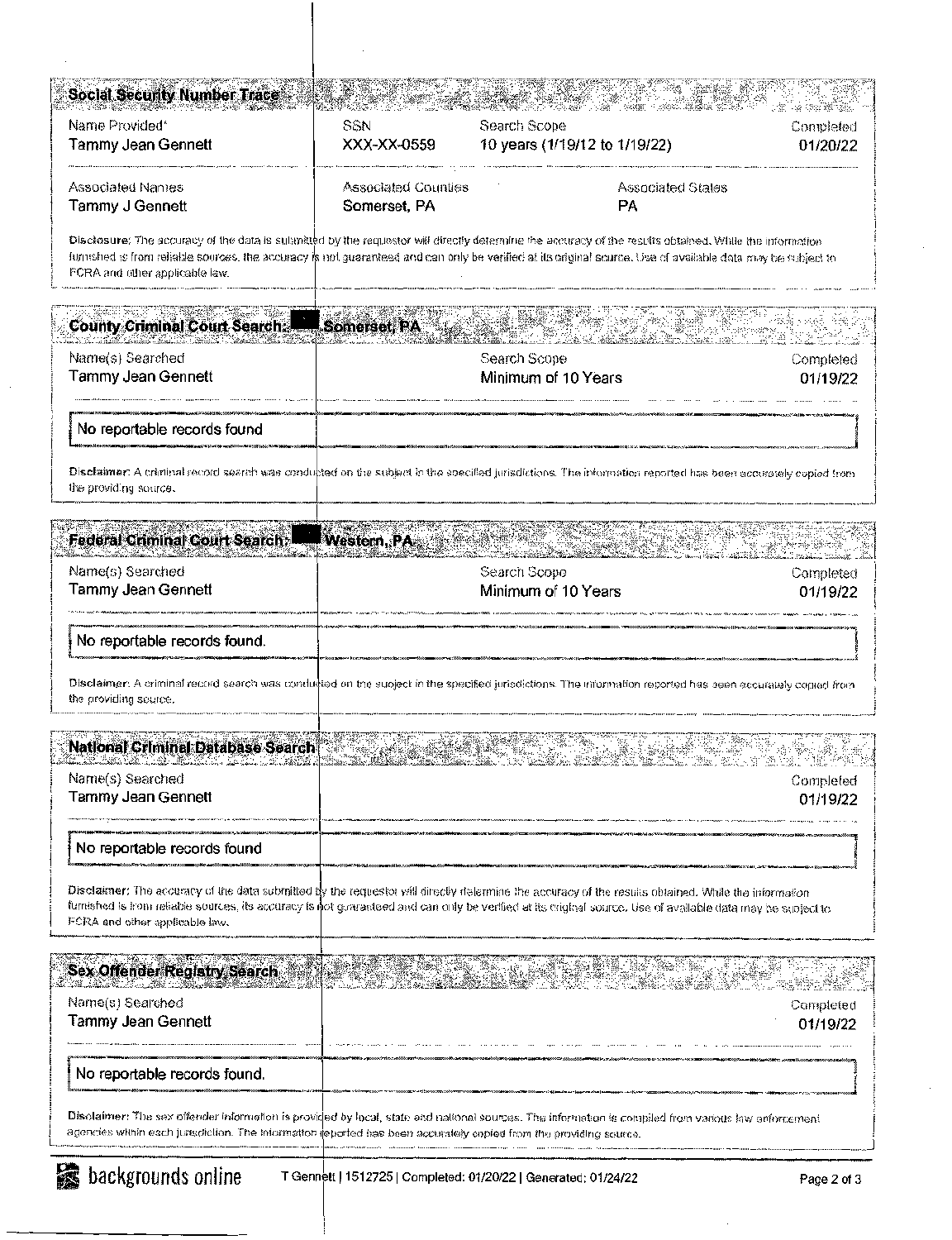## Social Security Number Trace

| Name Provided* | SSN | Search Scope | Completed |
|---|---|---|---|
| Tammy Jean Gennett | XXX-XX-0559 | 10 years (1/19/12 to 1/19/22) | 01/20/22 |

| Associated Names | Associated Counties | Associated States |
|---|---|---|
| Tammy J Gennett | Somerset, PA | PA |

**Disclosure:** The accuracy of the data is submitted by the requestor will directly determine the accuracy of the results obtained. While the information furnished is from reliable sources, the accuracy is not guaranteed and can only be verified at its original source. Use of available data may be subject to FCRA and other applicable law.

## County Criminal Court Search: ███ Somerset, PA

| Name(s) Searched | Search Scope | Completed |
|---|---|---|
| Tammy Jean Gennett | Minimum of 10 Years | 01/19/22 |

No reportable records found

**Disclaimer:** A criminal record search was conducted on the subject in the specified jurisdictions. The information reported has been accurately copied from the providing source.

## Federal Criminal Court Search: ███ Western, PA

| Name(s) Searched | Search Scope | Completed |
|---|---|---|
| Tammy Jean Gennett | Minimum of 10 Years | 01/19/22 |

No reportable records found.

**Disclaimer:** A criminal record search was conducted on the subject in the specified jurisdictions. The information reported has been accurately copied from the providing source.

## National Criminal Database Search

| Name(s) Searched | Completed |
|---|---|
| Tammy Jean Gennett | 01/19/22 |

No reportable records found

**Disclaimer:** The accuracy of the data submitted by the requestor will directly determine the accuracy of the results obtained. While the information furnished is from reliable sources, its accuracy is not guaranteed and can only be verified at its original source. Use of available data may be subject to FCRA and other applicable law.

## Sex Offender Registry Search

| Name(s) Searched | Completed |
|---|---|
| Tammy Jean Gennett | 01/19/22 |

No reportable records found.

**Disclaimer:** The sex offender information is provided by local, state and national sources. The information is compiled from various law enforcement agencies within each jurisdiction. The information reported has been accurately copied from the providing source.

backgrounds online | T Gennett | 1512725 | Completed: 01/20/22 | Generated: 01/24/22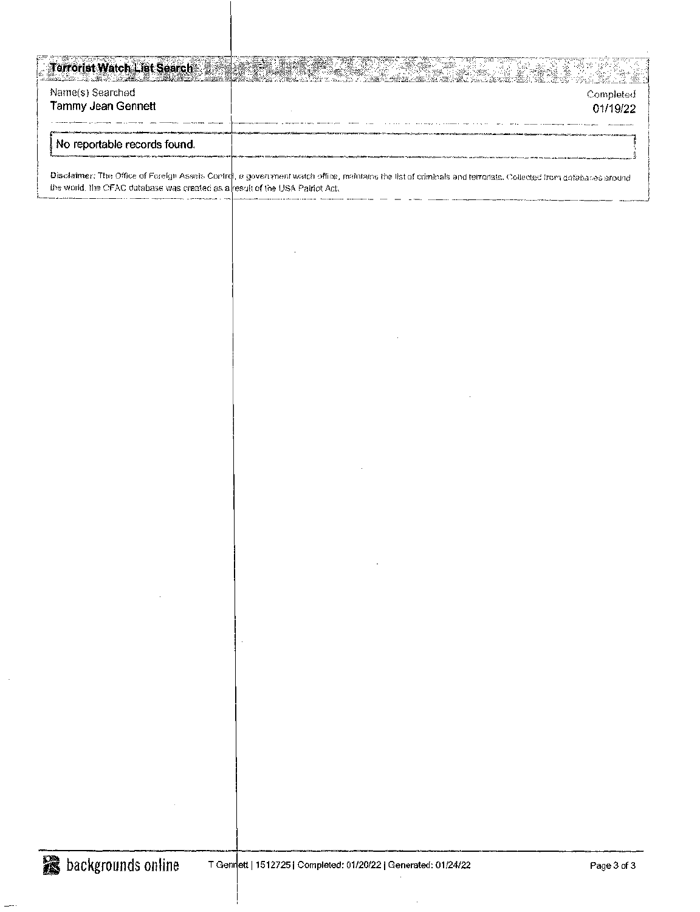## Terrorist Watch List Search

| Name(s) Searched | Completed |
|---|---|
| Tammy Jean Gennett | 01/19/22 |

No reportable records found.

**Disclaimer:** The Office of Foreign Assets Control, a government watch office, maintains the list of criminals and terrorists. Collected from databases around the world, the OFAC database was created as a result of the USA Patriot Act.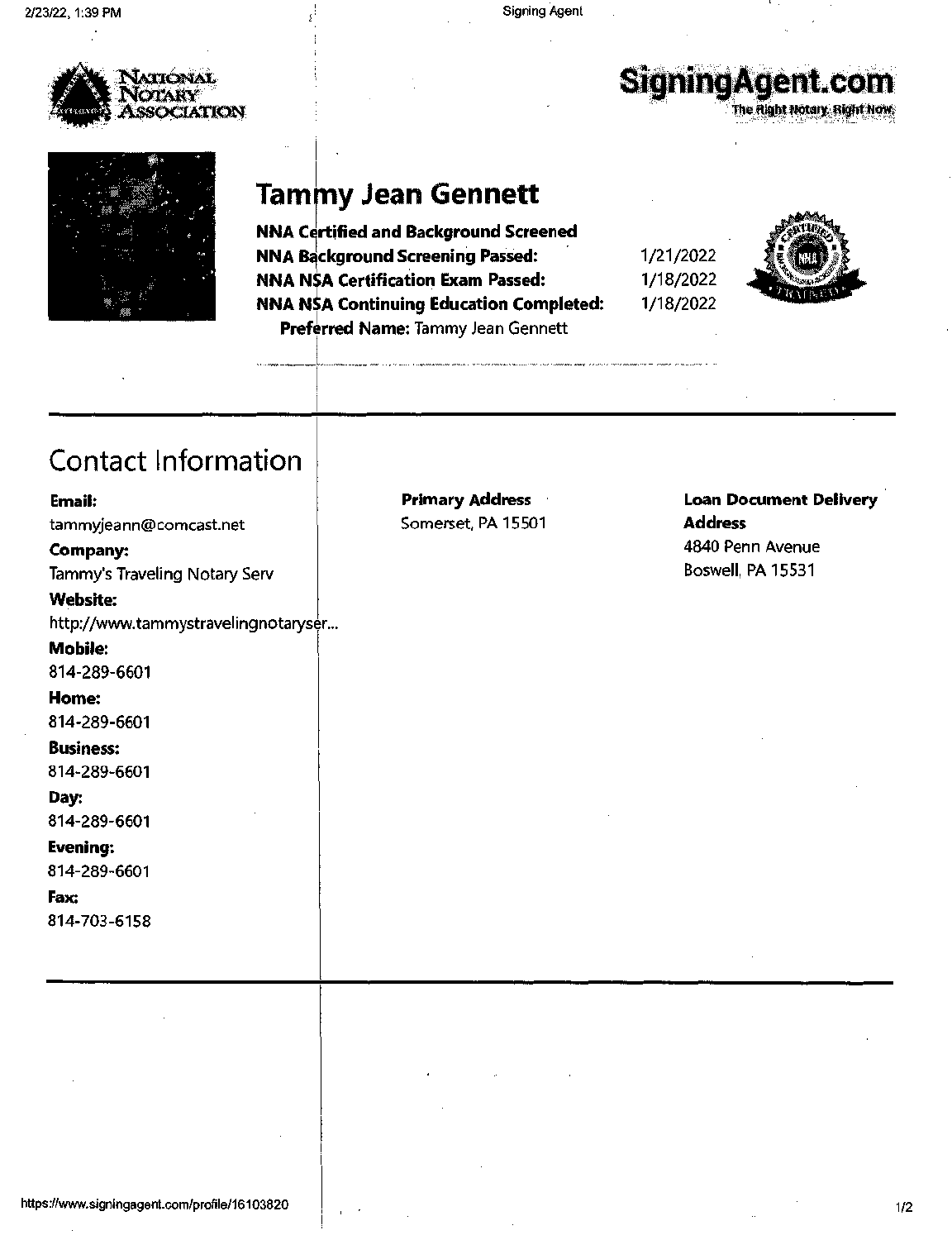National Notary Association

SigningAgent.com
The Right Notary. Right Now.

# Tammy Jean Gennett

**NNA Certified and Background Screened**

**NNA Background Screening Passed:** 1/21/2022

**NNA NSA Certification Exam Passed:** 1/18/2022

**NNA NSA Continuing Education Completed:** 1/18/2022

**Preferred Name:** Tammy Jean Gennett

## Contact Information

**Email:**
tammyjeann@comcast.net

**Company:**
Tammy's Traveling Notary Serv

**Website:**
http://www.tammystravelingnotaryser...

**Mobile:**
814-289-6601

**Home:**
814-289-6601

**Business:**
814-289-6601

**Day:**
814-289-6601

**Evening:**
814-289-6601

**Fax:**
814-703-6158

**Primary Address**
Somerset, PA 15501

**Loan Document Delivery Address**
4840 Penn Avenue
Boswell, PA 15531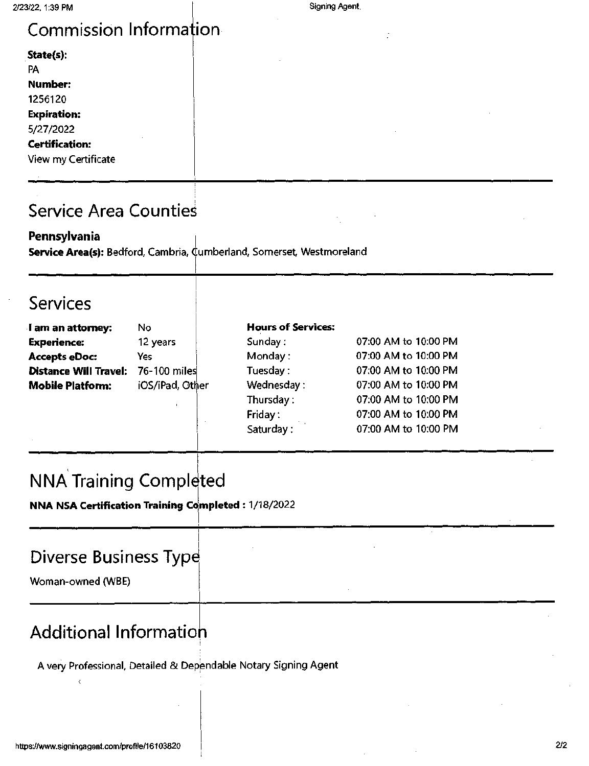## Commission Information

**State(s):**
PA
**Number:**
1256120
**Expiration:**
5/27/2022
**Certification:**
View my Certificate

## Service Area Counties

**Pennsylvania**
**Service Area(s):** Bedford, Cambria, Cumberland, Somerset, Westmoreland

## Services

| | |
|---|---|
| **I am an attorney:** | No |
| **Experience:** | 12 years |
| **Accepts eDoc:** | Yes |
| **Distance Will Travel:** | 76-100 miles |
| **Mobile Platform:** | iOS/iPad, Other |

| **Hours of Services:** | |
|---|---|
| Sunday : | 07:00 AM to 10:00 PM |
| Monday : | 07:00 AM to 10:00 PM |
| Tuesday : | 07:00 AM to 10:00 PM |
| Wednesday : | 07:00 AM to 10:00 PM |
| Thursday : | 07:00 AM to 10:00 PM |
| Friday : | 07:00 AM to 10:00 PM |
| Saturday : | 07:00 AM to 10:00 PM |

## NNA Training Completed

**NNA NSA Certification Training Completed :** 1/18/2022

## Diverse Business Type

Woman-owned (WBE)

## Additional Information

A very Professional, Detailed & Dependable Notary Signing Agent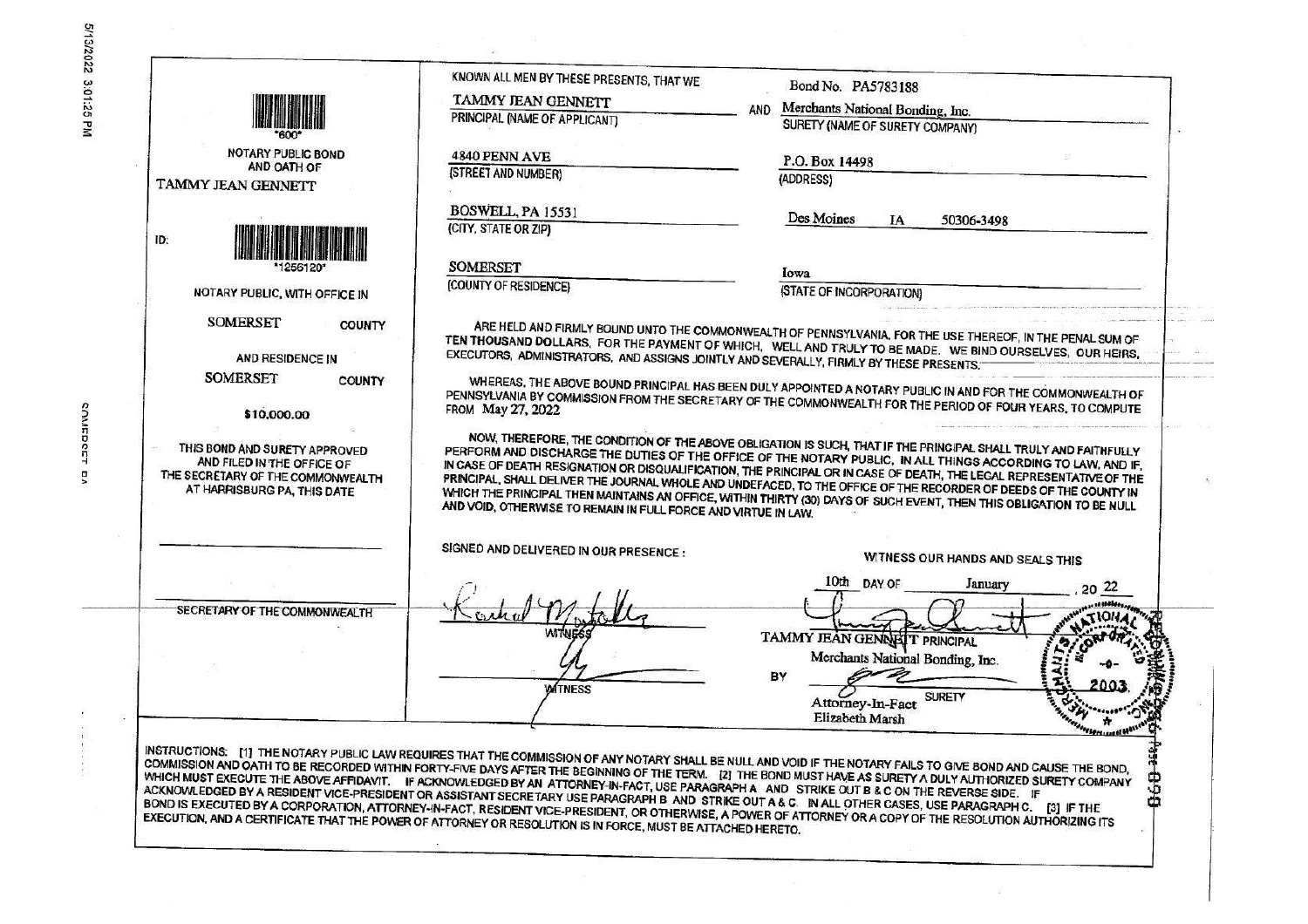"600"

NOTARY PUBLIC BOND AND OATH OF

TAMMY JEAN GENNETT

ID: "1256120"

NOTARY PUBLIC, WITH OFFICE IN

SOMERSET COUNTY

AND RESIDENCE IN

SOMERSET COUNTY

$10,000.00

THIS BOND AND SURETY APPROVED AND FILED IN THE OFFICE OF THE SECRETARY OF THE COMMONWEALTH AT HARRISBURG PA, THIS DATE

SECRETARY OF THE COMMONWEALTH

---

KNOWN ALL MEN BY THESE PRESENTS, THAT WE

| | | Bond No. PA5783188 |
|---|---|---|
| TAMMY JEAN GENNETT<br>PRINCIPAL (NAME OF APPLICANT) | AND | Merchants National Bonding, Inc.<br>SURETY (NAME OF SURETY COMPANY) |
| 4840 PENN AVE<br>(STREET AND NUMBER) | | P.O. Box 14498<br>(ADDRESS) |
| BOSWELL, PA 15531<br>(CITY, STATE OR ZIP) | | Des Moines IA 50306-3498 |
| SOMERSET<br>(COUNTY OF RESIDENCE) | | Iowa<br>(STATE OF INCORPORATION) |

ARE HELD AND FIRMLY BOUND UNTO THE COMMONWEALTH OF PENNSYLVANIA, FOR THE USE THEREOF, IN THE PENAL SUM OF TEN THOUSAND DOLLARS, FOR THE PAYMENT OF WHICH, WELL AND TRULY TO BE MADE. WE BIND OURSELVES, OUR HEIRS, EXECUTORS, ADMINISTRATORS, AND ASSIGNS JOINTLY AND SEVERALLY, FIRMLY BY THESE PRESENTS.

WHEREAS, THE ABOVE BOUND PRINCIPAL HAS BEEN DULY APPOINTED A NOTARY PUBLIC IN AND FOR THE COMMONWEALTH OF PENNSYLVANIA BY COMMISSION FROM THE SECRETARY OF THE COMMONWEALTH FOR THE PERIOD OF FOUR YEARS, TO COMPUTE FROM May 27, 2022

NOW, THEREFORE, THE CONDITION OF THE ABOVE OBLIGATION IS SUCH, THAT IF THE PRINCIPAL SHALL TRULY AND FAITHFULLY PERFORM AND DISCHARGE THE DUTIES OF THE OFFICE OF THE NOTARY PUBLIC, IN ALL THINGS ACCORDING TO LAW, AND IF, IN CASE OF DEATH RESIGNATION OR DISQUALIFICATION, THE PRINCIPAL OR IN CASE OF DEATH, THE LEGAL REPRESENTATIVE OF THE PRINCIPAL, SHALL DELIVER THE JOURNAL WHOLE AND UNDEFACED, TO THE OFFICE OF THE RECORDER OF DEEDS OF THE COUNTY IN WHICH THE PRINCIPAL THEN MAINTAINS AN OFFICE, WITHIN THIRTY (30) DAYS OF SUCH EVENT, THEN THIS OBLIGATION TO BE NULL AND VOID, OTHERWISE TO REMAIN IN FULL FORCE AND VIRTUE IN LAW.

SIGNED AND DELIVERED IN OUR PRESENCE:

WITNESS OUR HANDS AND SEALS THIS 10th DAY OF January, 20 22

WITNESS

TAMMY JEAN GENNETT PRINCIPAL

WITNESS

Merchants National Bonding, Inc.

BY

Attorney-In-Fact Elizabeth Marsh SURETY

MERCHANTS NATIONAL BONDING, INC. CORPORATED 2003

INSTRUCTIONS: [1] THE NOTARY PUBLIC LAW REQUIRES THAT THE COMMISSION OF ANY NOTARY SHALL BE NULL AND VOID IF THE NOTARY FAILS TO GIVE BOND AND CAUSE THE BOND, COMMISSION AND OATH TO BE RECORDED WITHIN FORTY-FIVE DAYS AFTER THE BEGINNING OF THE TERM. [2] THE BOND MUST HAVE AS SURETY A DULY AUTHORIZED SURETY COMPANY WHICH MUST EXECUTE THE ABOVE AFFIDAVIT. IF ACKNOWLEDGED BY AN ATTORNEY-IN-FACT, USE PARAGRAPH A AND STRIKE OUT B & C ON THE REVERSE SIDE. IF ACKNOWLEDGED BY A RESIDENT VICE-PRESIDENT OR ASSISTANT SECRETARY USE PARAGRAPH B AND STRIKE OUT A & C. IN ALL OTHER CASES, USE PARAGRAPH C. [3] IF THE BOND IS EXECUTED BY A CORPORATION, ATTORNEY-IN-FACT, RESIDENT VICE-PRESIDENT, OR OTHERWISE, A POWER OF ATTORNEY OR A COPY OF THE RESOLUTION AUTHORIZING ITS EXECUTION, AND A CERTIFICATE THAT THE POWER OF ATTORNEY OR RESOLUTION IS IN FORCE, MUST BE ATTACHED HERETO.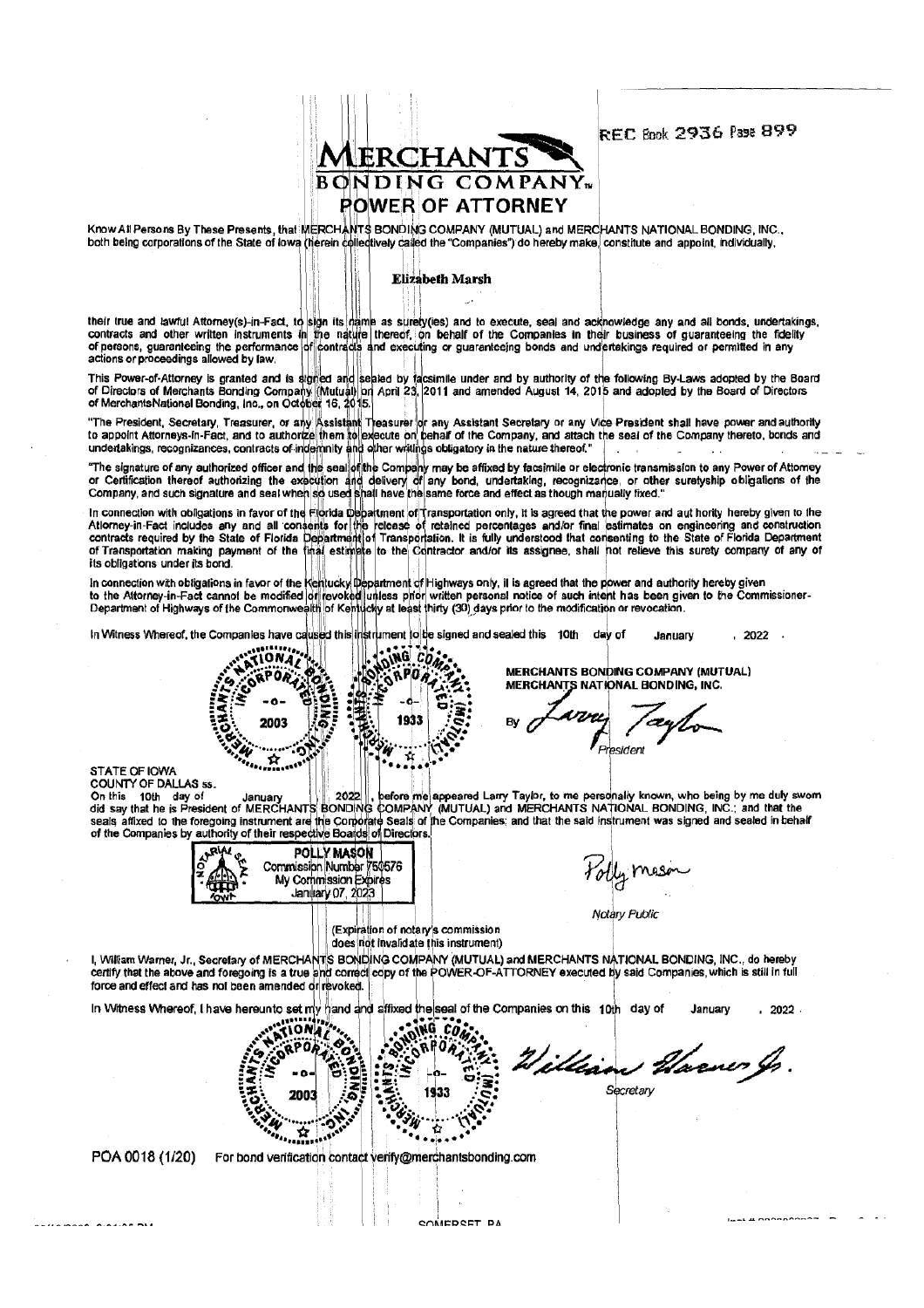REC Book 2936 Page 899

# MERCHANTS BONDING COMPANY.

## POWER OF ATTORNEY

Know All Persons By These Presents, that MERCHANTS BONDING COMPANY (MUTUAL) and MERCHANTS NATIONAL BONDING, INC., both being corporations of the State of Iowa (herein collectively called the "Companies") do hereby make, constitute and appoint, individually,

**Elizabeth Marsh**

their true and lawful Attorney(s)-in-Fact, to sign its name as surety(ies) and to execute, seal and acknowledge any and all bonds, undertakings, contracts and other written instruments in the nature thereof, on behalf of the Companies in their business of guaranteeing the fidelity of persons, guaranteeing the performance of contracts and executing or guaranteeing bonds and undertakings required or permitted in any actions or proceedings allowed by law.

This Power-of-Attorney is granted and is signed and sealed by facsimile under and by authority of the following By-Laws adopted by the Board of Directors of Merchants Bonding Company (Mutual) on April 23, 2011 and amended August 14, 2015 and adopted by the Board of Directors of MerchantsNational Bonding, Inc., on October 16, 2015.

"The President, Secretary, Treasurer, or any Assistant Treasurer or any Assistant Secretary or any Vice President shall have power and authority to appoint Attorneys-in-Fact, and to authorize them to execute on behalf of the Company, and attach the seal of the Company thereto, bonds and undertakings, recognizances, contracts of indemnity and other writings obligatory in the nature thereof."

"The signature of any authorized officer and the seal of the Company may be affixed by facsimile or electronic transmission to any Power of Attorney or Certification thereof authorizing the execution and delivery of any bond, undertaking, recognizance, or other suretyship obligations of the Company, and such signature and seal when so used shall have the same force and effect as though manually fixed."

In connection with obligations in favor of the Florida Department of Transportation only, it is agreed that the power and authority hereby given to the Attorney-in-Fact includes any and all consents for the release of retained percentages and/or final estimates on engineering and construction contracts required by the State of Florida Department of Transportation. It is fully understood that consenting to the State of Florida Department of Transportation making payment of the final estimate to the Contractor and/or its assignee, shall not relieve this surety company of any of its obligations under its bond.

In connection with obligations in favor of the Kentucky Department of Highways only, it is agreed that the power and authority hereby given to the Attorney-in-Fact cannot be modified or revoked unless prior written personal notice of such intent has been given to the Commissioner-Department of Highways of the Commonwealth of Kentucky at least thirty (30) days prior to the modification or revocation.

In Witness Whereof, the Companies have caused this instrument to be signed and sealed this 10th day of January, 2022.

MERCHANTS BONDING COMPANY (MUTUAL)
MERCHANTS NATIONAL BONDING, INC.

By *Larry Taylor*
President

STATE OF IOWA
COUNTY OF DALLAS ss.

On this 10th day of January 2022, before me appeared Larry Taylor, to me personally known, who being by me duly sworn did say that he is President of MERCHANTS BONDING COMPANY (MUTUAL) and MERCHANTS NATIONAL BONDING, INC.; and that the seals affixed to the foregoing instrument are the Corporate Seals of the Companies; and that the said instrument was signed and sealed in behalf of the Companies by authority of their respective Boards of Directors.

POLLY MASON
Commission Number 750576
My Commission Expires
January 07, 2023

*Polly Mason*
Notary Public

(Expiration of notary's commission does not invalidate this instrument)

I, William Warner, Jr., Secretary of MERCHANTS BONDING COMPANY (MUTUAL) and MERCHANTS NATIONAL BONDING, INC., do hereby certify that the above and foregoing is a true and correct copy of the POWER-OF-ATTORNEY executed by said Companies, which is still in full force and effect and has not been amended or revoked.

In Witness Whereof, I have hereunto set my hand and affixed the seal of the Companies on this 10th day of January, 2022.

*William Warner Jr.*
Secretary

POA 0018 (1/20) For bond verification contact verify@merchantsbonding.com

SOMERSET, PA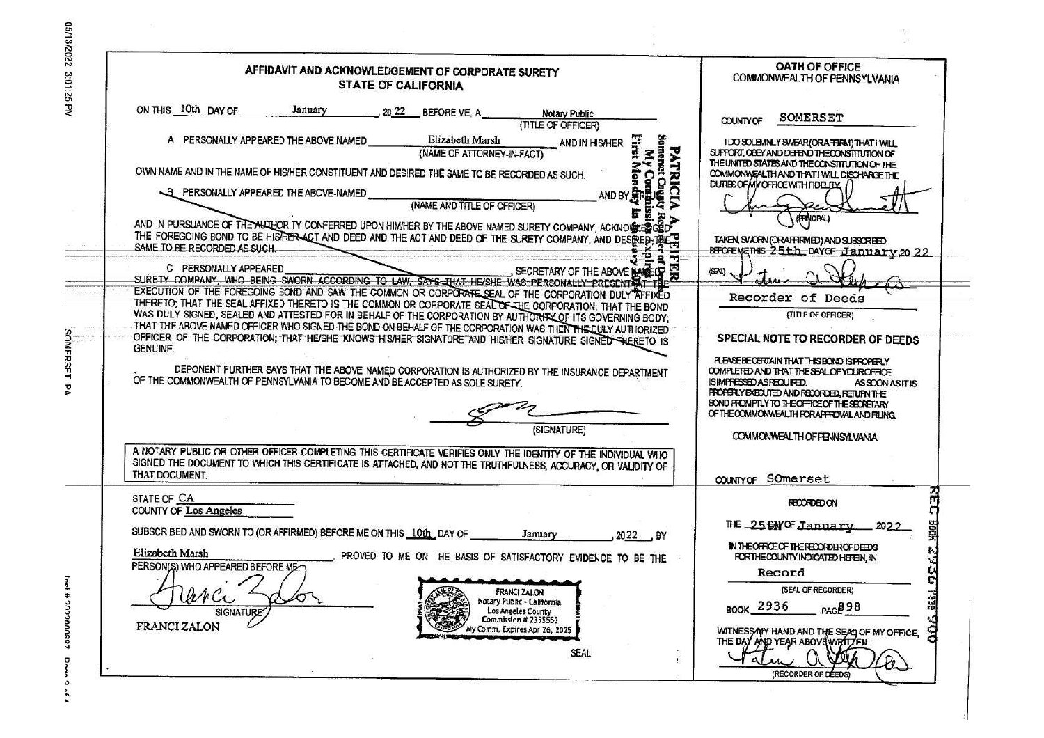## AFFIDAVIT AND ACKNOWLEDGEMENT OF CORPORATE SURETY
### STATE OF CALIFORNIA

ON THIS 10th DAY OF January, 20 22 BEFORE ME, A Notary Public (TITLE OF OFFICER)

A PERSONALLY APPEARED THE ABOVE NAMED Elizabeth Marsh (NAME OF ATTORNEY-IN-FACT) AND IN HIS/HER OWN NAME AND IN THE NAME OF HIS/HER CONSTITUENT AND DESIRED THE SAME TO BE RECORDED AS SUCH.

B PERSONALLY APPEARED THE ABOVE-NAMED ______ (NAME AND TITLE OF OFFICER) AND BY ______ AND IN PURSUANCE OF THE AUTHORITY CONFERRED UPON HIM/HER BY THE ABOVE NAMED SURETY COMPANY, ACKNOWLEDGED THE FOREGOING BOND TO BE HIS/HER ACT AND DEED AND THE ACT AND DEED OF THE SURETY COMPANY, AND DESIRED THE SAME TO BE RECORDED AS SUCH.

C PERSONALLY APPEARED ______, SECRETARY OF THE ABOVE NAMED SURETY COMPANY, WHO BEING SWORN ACCORDING TO LAW, SAYS THAT HE/SHE WAS PERSONALLY PRESENT AT THE EXECUTION OF THE FOREGOING BOND AND SAW THE COMMON OR CORPORATE SEAL OF THE CORPORATION DULY AFFIXED THERETO; THAT THE SEAL AFFIXED THERETO IS THE COMMON OR CORPORATE SEAL OF THE CORPORATION; THAT THE BOND WAS DULY SIGNED, SEALED AND ATTESTED FOR IN BEHALF OF THE CORPORATION BY AUTHORITY OF ITS GOVERNING BODY; THAT THE ABOVE NAMED OFFICER WHO SIGNED THE BOND ON BEHALF OF THE CORPORATION WAS THEN THE DULY AUTHORIZED OFFICER OF THE CORPORATION; THAT HE/SHE KNOWS HIS/HER SIGNATURE AND HIS/HER SIGNATURE SIGNED THERETO IS GENUINE.

DEPONENT FURTHER SAYS THAT THE ABOVE NAMED CORPORATION IS AUTHORIZED BY THE INSURANCE DEPARTMENT OF THE COMMONWEALTH OF PENNSYLVANIA TO BECOME AND BE ACCEPTED AS SOLE SURETY.

PATRICIA A. PEIFER
Somerset County Recorder of Deeds
My Commission Expires
First Monday in January 2024

(SIGNATURE)

A NOTARY PUBLIC OR OTHER OFFICER COMPLETING THIS CERTIFICATE VERIFIES ONLY THE IDENTITY OF THE INDIVIDUAL WHO SIGNED THE DOCUMENT TO WHICH THIS CERTIFICATE IS ATTACHED, AND NOT THE TRUTHFULNESS, ACCURACY, OR VALIDITY OF THAT DOCUMENT.

STATE OF CA
COUNTY OF Los Angeles

SUBSCRIBED AND SWORN TO (OR AFFIRMED) BEFORE ME ON THIS 10th DAY OF January, 2022, BY Elizabeth Marsh, PROVED TO ME ON THE BASIS OF SATISFACTORY EVIDENCE TO BE THE PERSON(S) WHO APPEARED BEFORE ME.

SIGNATURE
FRANCI ZALON

FRANCI ZALON
Notary Public - California
Los Angeles County
Commission # 2355553
My Comm. Expires Apr 26, 2025

SEAL

## OATH OF OFFICE
### COMMONWEALTH OF PENNSYLVANIA

COUNTY OF SOMERSET

I DO SOLEMNLY SWEAR (OR AFFIRM) THAT I WILL SUPPORT, OBEY AND DEFEND THE CONSTITUTION OF THE UNITED STATES AND THE CONSTITUTION OF THE COMMONWEALTH AND THAT I WILL DISCHARGE THE DUTIES OF MY OFFICE WITH FIDELITY.

(PRINCIPAL)

TAKEN, SWORN (OR AFFIRMED) AND SUBSCRIBED BEFORE ME THIS 25th DAY OF January 20 22

(SEAL)

Recorder of Deeds
(TITLE OF OFFICER)

### SPECIAL NOTE TO RECORDER OF DEEDS

PLEASE BE CERTAIN THAT THIS BOND IS PROPERLY COMPLETED AND THAT THE SEAL OF YOUR OFFICE IS IMPRESSED AS REQUIRED. AS SOON AS IT IS PROPERLY EXECUTED AND RECORDED, RETURN THE BOND PROMPTLY TO THE OFFICE OF THE SECRETARY OF THE COMMONWEALTH FOR APPROVAL AND FILING.

COMMONWEALTH OF PENNSYLVANIA

COUNTY OF SOmerset

RECORDED ON

THE 25 DAY OF January 2022

IN THE OFFICE OF THE RECORDER OF DEEDS FOR THE COUNTY INDICATED HEREIN, IN Record

(SEAL OF RECORDER)

BOOK 2936 PAGE 898

WITNESS MY HAND AND THE SEAL OF MY OFFICE, THE DAY AND YEAR ABOVE WRITTEN.

(RECORDER OF DEEDS)

REC BOOK 2936 PAGE 900